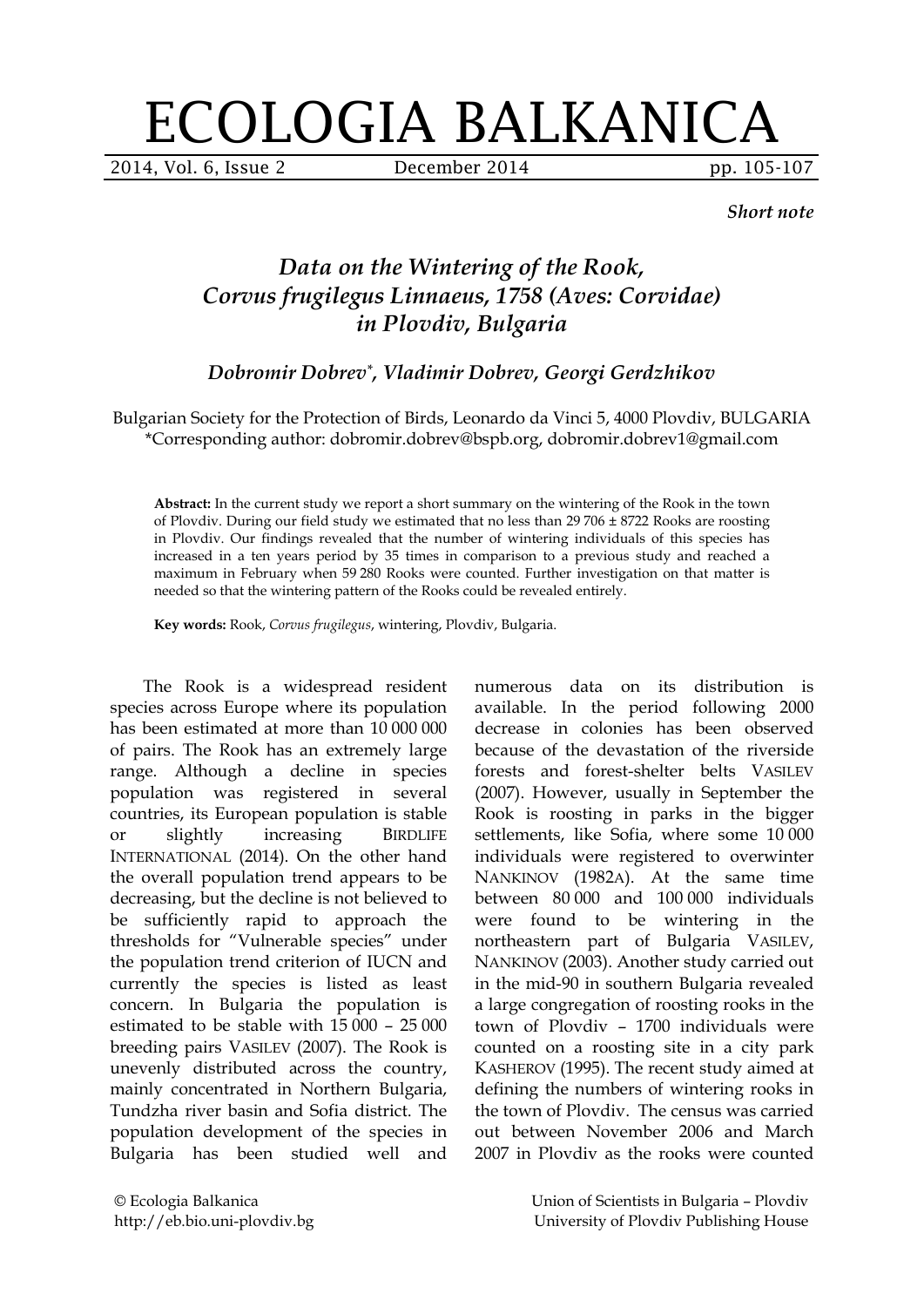# ECOLOGIA BALKANICA

*Short note*

## *Data on the Wintering of the Rook, Corvus frugilegus Linnaeus, 1758 (Aves: Corvidae) in Plovdiv, Bulgaria*

***Dobromir Dobrev*\*, Vladimir Dobrev, Georgi Gerdzhikov***

Bulgarian Society for the Protection of Birds, Leonardo da Vinci 5, 4000 Plovdiv, BULGARIA
\*Corresponding author: dobromir.dobrev@bspb.org, dobromir.dobrev1@gmail.com

**Abstract:** In the current study we report a short summary on the wintering of the Rook in the town of Plovdiv. During our field study we estimated that no less than 29 706 ± 8722 Rooks are roosting in Plovdiv. Our findings revealed that the number of wintering individuals of this species has increased in a ten years period by 35 times in comparison to a previous study and reached a maximum in February when 59 280 Rooks were counted. Further investigation on that matter is needed so that the wintering pattern of the Rooks could be revealed entirely.

**Key words:** Rook, *Corvus frugilegus*, wintering, Plovdiv, Bulgaria.

The Rook is a widespread resident species across Europe where its population has been estimated at more than 10 000 000 of pairs. The Rook has an extremely large range. Although a decline in species population was registered in several countries, its European population is stable or slightly increasing BIRDLIFE INTERNATIONAL (2014). On the other hand the overall population trend appears to be decreasing, but the decline is not believed to be sufficiently rapid to approach the thresholds for "Vulnerable species" under the population trend criterion of IUCN and currently the species is listed as least concern. In Bulgaria the population is estimated to be stable with 15 000 – 25 000 breeding pairs VASILEV (2007). The Rook is unevenly distributed across the country, mainly concentrated in Northern Bulgaria, Tundzha river basin and Sofia district. The population development of the species in Bulgaria has been studied well and numerous data on its distribution is available. In the period following 2000 decrease in colonies has been observed because of the devastation of the riverside forests and forest-shelter belts VASILEV (2007). However, usually in September the Rook is roosting in parks in the bigger settlements, like Sofia, where some 10 000 individuals were registered to overwinter NANKINOV (1982A). At the same time between 80 000 and 100 000 individuals were found to be wintering in the northeastern part of Bulgaria VASILEV, NANKINOV (2003). Another study carried out in the mid-90 in southern Bulgaria revealed a large congregation of roosting rooks in the town of Plovdiv – 1700 individuals were counted on a roosting site in a city park KASHEROV (1995). The recent study aimed at defining the numbers of wintering rooks in the town of Plovdiv. The census was carried out between November 2006 and March 2007 in Plovdiv as the rooks were counted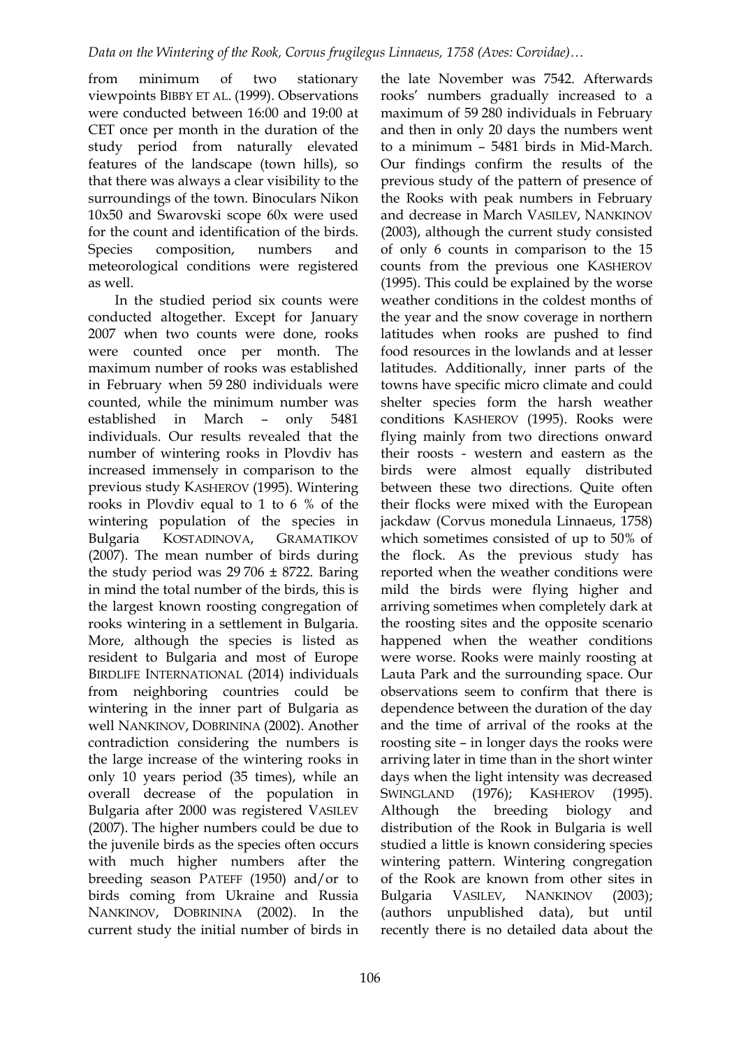from minimum of two stationary viewpoints BIBBY ET AL. (1999). Observations were conducted between 16:00 and 19:00 at CET once per month in the duration of the study period from naturally elevated features of the landscape (town hills), so that there was always a clear visibility to the surroundings of the town. Binoculars Nikon 10x50 and Swarovski scope 60x were used for the count and identification of the birds. Species composition, numbers and meteorological conditions were registered as well.

In the studied period six counts were conducted altogether. Except for January 2007 when two counts were done, rooks were counted once per month. The maximum number of rooks was established in February when 59 280 individuals were counted, while the minimum number was established in March – only 5481 individuals. Our results revealed that the number of wintering rooks in Plovdiv has increased immensely in comparison to the previous study KASHEROV (1995). Wintering rooks in Plovdiv equal to 1 to 6 % of the wintering population of the species in Bulgaria KOSTADINOVA, GRAMATIKOV (2007). The mean number of birds during the study period was 29 706 ± 8722. Baring in mind the total number of the birds, this is the largest known roosting congregation of rooks wintering in a settlement in Bulgaria. More, although the species is listed as resident to Bulgaria and most of Europe BIRDLIFE INTERNATIONAL (2014) individuals from neighboring countries could be wintering in the inner part of Bulgaria as well NANKINOV, DOBRININA (2002). Another contradiction considering the numbers is the large increase of the wintering rooks in only 10 years period (35 times), while an overall decrease of the population in Bulgaria after 2000 was registered VASILEV (2007). The higher numbers could be due to the juvenile birds as the species often occurs with much higher numbers after the breeding season PATEFF (1950) and/or to birds coming from Ukraine and Russia NANKINOV, DOBRININA (2002). In the current study the initial number of birds in the late November was 7542. Afterwards rooks' numbers gradually increased to a maximum of 59 280 individuals in February and then in only 20 days the numbers went to a minimum – 5481 birds in Mid-March. Our findings confirm the results of the previous study of the pattern of presence of the Rooks with peak numbers in February and decrease in March VASILEV, NANKINOV (2003), although the current study consisted of only 6 counts in comparison to the 15 counts from the previous one KASHEROV (1995). This could be explained by the worse weather conditions in the coldest months of the year and the snow coverage in northern latitudes when rooks are pushed to find food resources in the lowlands and at lesser latitudes. Additionally, inner parts of the towns have specific micro climate and could shelter species form the harsh weather conditions KASHEROV (1995). Rooks were flying mainly from two directions onward their roosts - western and eastern as the birds were almost equally distributed between these two directions. Quite often their flocks were mixed with the European jackdaw (Corvus monedula Linnaeus, 1758) which sometimes consisted of up to 50% of the flock. As the previous study has reported when the weather conditions were mild the birds were flying higher and arriving sometimes when completely dark at the roosting sites and the opposite scenario happened when the weather conditions were worse. Rooks were mainly roosting at Lauta Park and the surrounding space. Our observations seem to confirm that there is dependence between the duration of the day and the time of arrival of the rooks at the roosting site – in longer days the rooks were arriving later in time than in the short winter days when the light intensity was decreased SWINGLAND (1976); KASHEROV (1995). Although the breeding biology and distribution of the Rook in Bulgaria is well studied a little is known considering species wintering pattern. Wintering congregation of the Rook are known from other sites in Bulgaria VASILEV, NANKINOV (2003); (authors unpublished data), but until recently there is no detailed data about the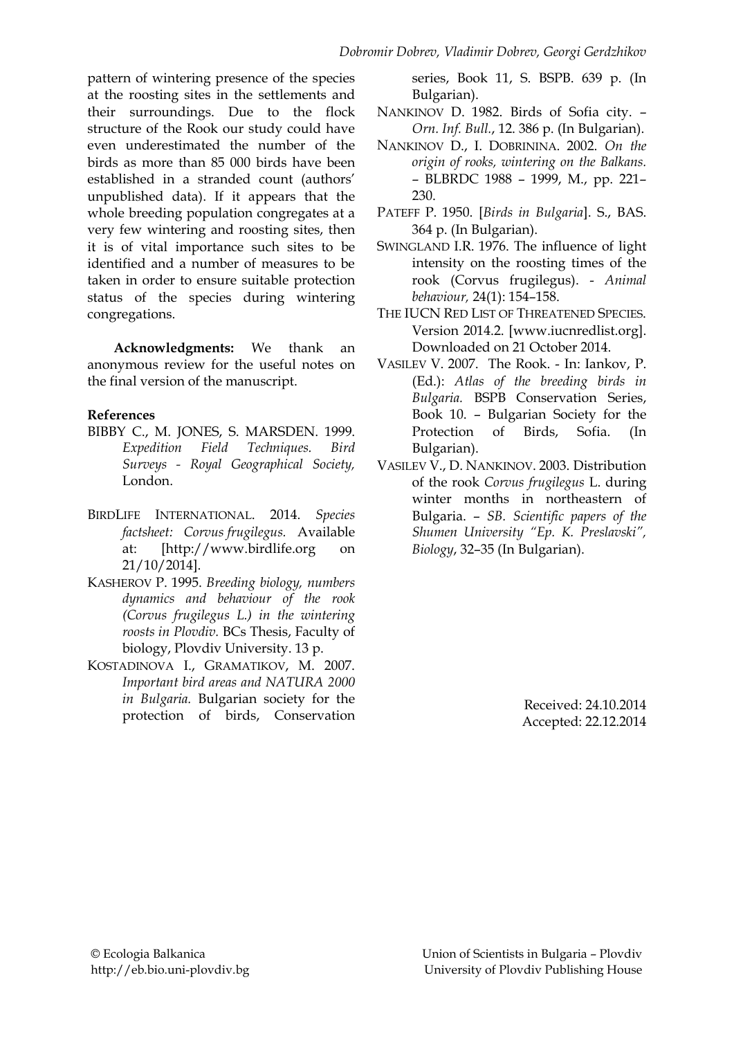pattern of wintering presence of the species at the roosting sites in the settlements and their surroundings. Due to the flock structure of the Rook our study could have even underestimated the number of the birds as more than 85 000 birds have been established in a stranded count (authors' unpublished data). If it appears that the whole breeding population congregates at a very few wintering and roosting sites, then it is of vital importance such sites to be identified and a number of measures to be taken in order to ensure suitable protection status of the species during wintering congregations.

**Acknowledgments:** We thank an anonymous review for the useful notes on the final version of the manuscript.

**References**

BIBBY C., M. JONES, S. MARSDEN. 1999. *Expedition Field Techniques. Bird Surveys - Royal Geographical Society,* London.

BIRDLIFE INTERNATIONAL. 2014. *Species factsheet: Corvus frugilegus.* Available at: [http://www.birdlife.org on 21/10/2014].

KASHEROV P. 1995. *Breeding biology, numbers dynamics and behaviour of the rook (Corvus frugilegus L.) in the wintering roosts in Plovdiv.* BCs Thesis, Faculty of biology, Plovdiv University. 13 p.

KOSTADINOVA I., GRAMATIKOV, M. 2007. *Important bird areas and NATURA 2000 in Bulgaria.* Bulgarian society for the protection of birds, Conservation series, Book 11, S. BSPB. 639 p. (In Bulgarian).

NANKINOV D. 1982. Birds of Sofia city. – *Orn. Inf. Bull.*, 12. 386 p. (In Bulgarian).

NANKINOV D., I. DOBRININA. 2002. *On the origin of rooks, wintering on the Balkans.* – BLBRDC 1988 – 1999, M., pp. 221–230.

PATEFF P. 1950. [*Birds in Bulgaria*]. S., BAS. 364 p. (In Bulgarian).

SWINGLAND I.R. 1976. The influence of light intensity on the roosting times of the rook (Corvus frugilegus). - *Animal behaviour,* 24(1): 154–158.

THE IUCN RED LIST OF THREATENED SPECIES. Version 2014.2. [www.iucnredlist.org]. Downloaded on 21 October 2014.

VASILEV V. 2007. The Rook. - In: Iankov, P. (Ed.): *Atlas of the breeding birds in Bulgaria.* BSPB Conservation Series, Book 10. – Bulgarian Society for the Protection of Birds, Sofia. (In Bulgarian).

VASILEV V., D. NANKINOV. 2003. Distribution of the rook *Corvus frugilegus* L. during winter months in northeastern of Bulgaria. – *SB. Scientific papers of the Shumen University "Ep. K. Preslavski", Biology*, 32–35 (In Bulgarian).

Received: 24.10.2014
Accepted: 22.12.2014